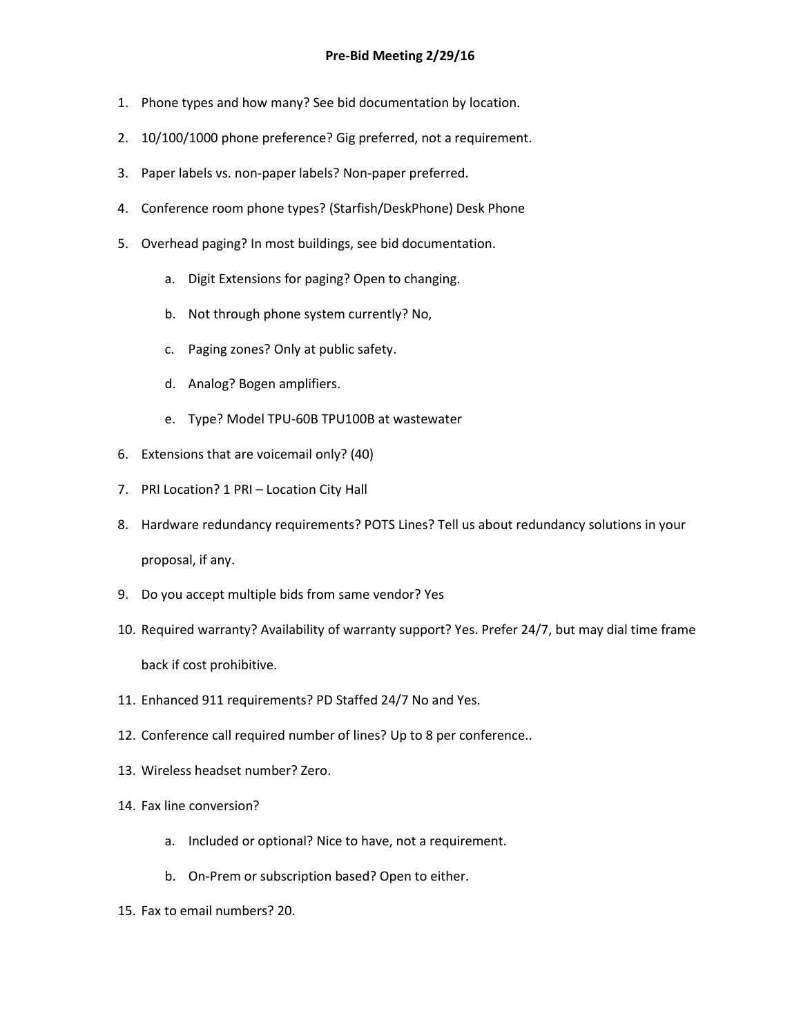# Pre-Bid Meeting 2/29/16

1. Phone types and how many? See bid documentation by location.
2. 10/100/1000 phone preference? Gig preferred, not a requirement.
3. Paper labels vs. non-paper labels? Non-paper preferred.
4. Conference room phone types? (Starfish/DeskPhone) Desk Phone
5. Overhead paging? In most buildings, see bid documentation.
   a. Digit Extensions for paging? Open to changing.
   b. Not through phone system currently? No,
   c. Paging zones? Only at public safety.
   d. Analog? Bogen amplifiers.
   e. Type? Model TPU-60B TPU100B at wastewater
6. Extensions that are voicemail only? (40)
7. PRI Location? 1 PRI – Location City Hall
8. Hardware redundancy requirements? POTS Lines? Tell us about redundancy solutions in your proposal, if any.
9. Do you accept multiple bids from same vendor? Yes
10. Required warranty? Availability of warranty support? Yes. Prefer 24/7, but may dial time frame back if cost prohibitive.
11. Enhanced 911 requirements? PD Staffed 24/7 No and Yes.
12. Conference call required number of lines? Up to 8 per conference..
13. Wireless headset number? Zero.
14. Fax line conversion?
    a. Included or optional? Nice to have, not a requirement.
    b. On-Prem or subscription based? Open to either.
15. Fax to email numbers? 20.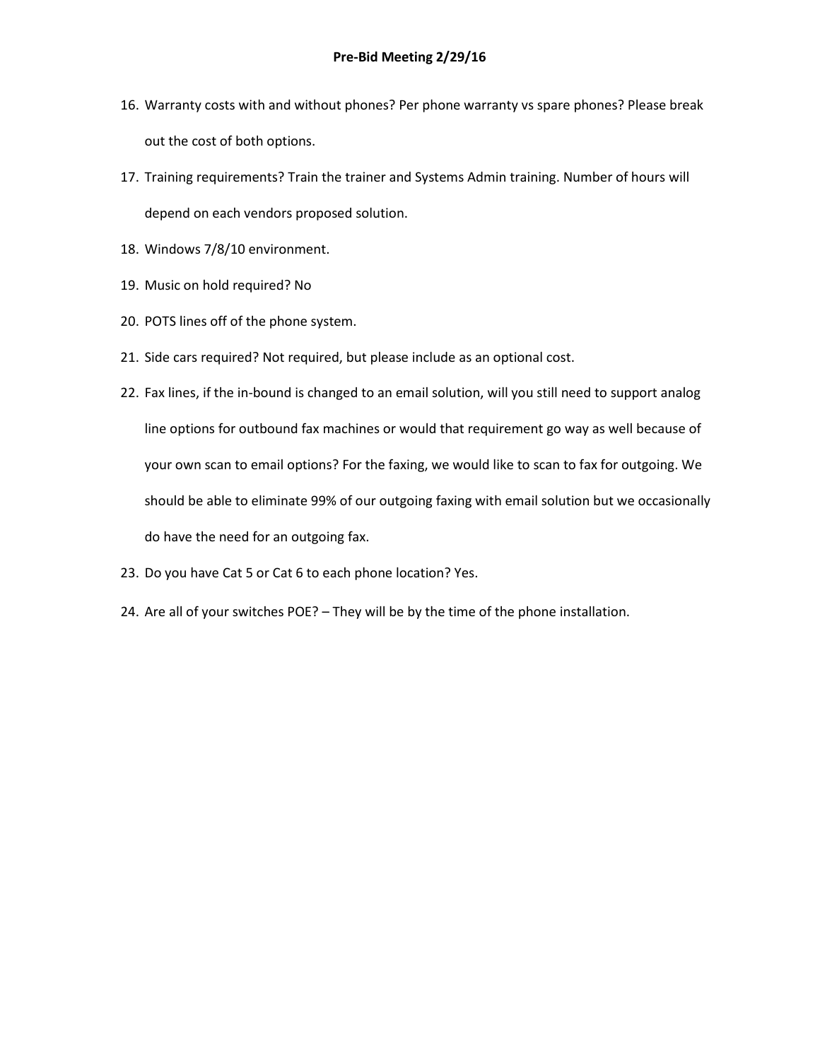**Pre-Bid Meeting 2/29/16**

16. Warranty costs with and without phones? Per phone warranty vs spare phones? Please break out the cost of both options.
17. Training requirements? Train the trainer and Systems Admin training. Number of hours will depend on each vendors proposed solution.
18. Windows 7/8/10 environment.
19. Music on hold required? No
20. POTS lines off of the phone system.
21. Side cars required? Not required, but please include as an optional cost.
22. Fax lines, if the in-bound is changed to an email solution, will you still need to support analog line options for outbound fax machines or would that requirement go way as well because of your own scan to email options? For the faxing, we would like to scan to fax for outgoing. We should be able to eliminate 99% of our outgoing faxing with email solution but we occasionally do have the need for an outgoing fax.
23. Do you have Cat 5 or Cat 6 to each phone location? Yes.
24. Are all of your switches POE? – They will be by the time of the phone installation.